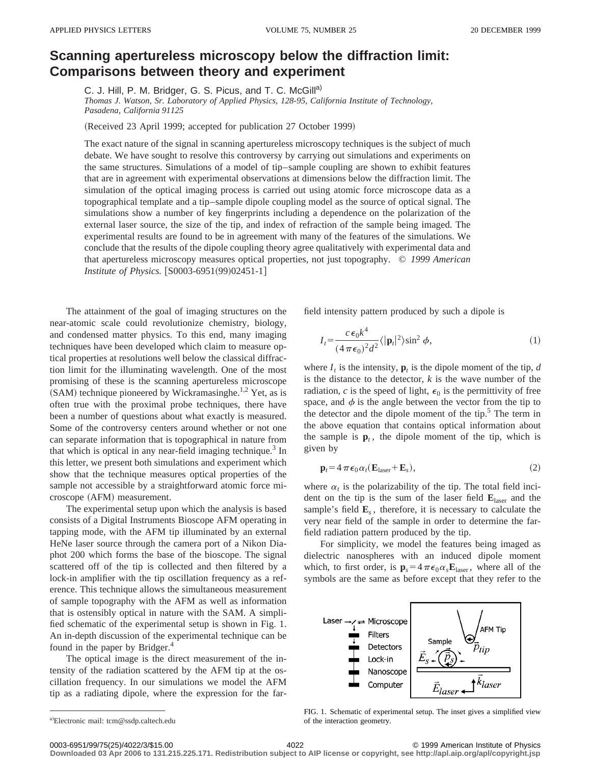# Scanning apertureless microscopy below the diffraction limit: Comparisons between theory and experiment

C. J. Hill, P. M. Bridger, G. S. Picus, and T. C. McGill[a]

*Thomas J. Watson, Sr. Laboratory of Applied Physics, 128-95, California Institute of Technology, Pasadena, California 91125*

(Received 23 April 1999; accepted for publication 27 October 1999)

The exact nature of the signal in scanning apertureless microscopy techniques is the subject of much debate. We have sought to resolve this controversy by carrying out simulations and experiments on the same structures. Simulations of a model of tip–sample coupling are shown to exhibit features that are in agreement with experimental observations at dimensions below the diffraction limit. The simulation of the optical imaging process is carried out using atomic force microscope data as a topographical template and a tip–sample dipole coupling model as the source of optical signal. The simulations show a number of key fingerprints including a dependence on the polarization of the external laser source, the size of the tip, and index of refraction of the sample being imaged. The experimental results are found to be in agreement with many of the features of the simulations. We conclude that the results of the dipole coupling theory agree qualitatively with experimental data and that apertureless microscopy measures optical properties, not just topography. © *1999 American Institute of Physics.* [S0003-6951(99)02451-1]

The attainment of the goal of imaging structures on the near-atomic scale could revolutionize chemistry, biology, and condensed matter physics. To this end, many imaging techniques have been developed which claim to measure optical properties at resolutions well below the classical diffraction limit for the illuminating wavelength. One of the most promising of these is the scanning apertureless microscope (SAM) technique pioneered by Wickramasinghe.[1,2] Yet, as is often true with the proximal probe techniques, there have been a number of questions about what exactly is measured. Some of the controversy centers around whether or not one can separate information that is topographical in nature from that which is optical in any near-field imaging technique.[3] In this letter, we present both simulations and experiment which show that the technique measures optical properties of the sample not accessible by a straightforward atomic force microscope (AFM) measurement.

The experimental setup upon which the analysis is based consists of a Digital Instruments Bioscope AFM operating in tapping mode, with the AFM tip illuminated by an external HeNe laser source through the camera port of a Nikon Diaphot 200 which forms the base of the bioscope. The signal scattered off of the tip is collected and then filtered by a lock-in amplifier with the tip oscillation frequency as a reference. This technique allows the simultaneous measurement of sample topography with the AFM as well as information that is ostensibly optical in nature with the SAM. A simplified schematic of the experimental setup is shown in Fig. 1. An in-depth discussion of the experimental technique can be found in the paper by Bridger.[4]

The optical image is the direct measurement of the intensity of the radiation scattered by the AFM tip at the oscillation frequency. In our simulations we model the AFM tip as a radiating dipole, where the expression for the far-field intensity pattern produced by such a dipole is

$$I_t = \frac{c\epsilon_0 k^4}{(4\pi\epsilon_0)^2 d^2}\langle|\mathbf{p}_t|^2\rangle \sin^2\phi, \tag{1}$$

where $I_t$ is the intensity, $\mathbf{p}_t$ is the dipole moment of the tip, $d$ is the distance to the detector, $k$ is the wave number of the radiation, $c$ is the speed of light, $\epsilon_0$ is the permittivity of free space, and $\phi$ is the angle between the vector from the tip to the detector and the dipole moment of the tip.[5] The term in the above equation that contains optical information about the sample is $\mathbf{p}_t$, the dipole moment of the tip, which is given by

$$\mathbf{p}_t = 4\pi\epsilon_0\alpha_t(\mathbf{E}_{\text{laser}} + \mathbf{E}_s), \tag{2}$$

where $\alpha_t$ is the polarizability of the tip. The total field incident on the tip is the sum of the laser field $\mathbf{E}_{\text{laser}}$ and the sample's field $\mathbf{E}_s$, therefore, it is necessary to calculate the very near field of the sample in order to determine the far-field radiation pattern produced by the tip.

For simplicity, we model the features being imaged as dielectric nanospheres with an induced dipole moment which, to first order, is $\mathbf{p}_s = 4\pi\epsilon_0\alpha_s\mathbf{E}_{\text{laser}}$, where all of the symbols are the same as before except that they refer to the

FIG. 1. Schematic of experimental setup. The inset gives a simplified view of the interaction geometry.

[a]Electronic mail: tcm@ssdp.caltech.edu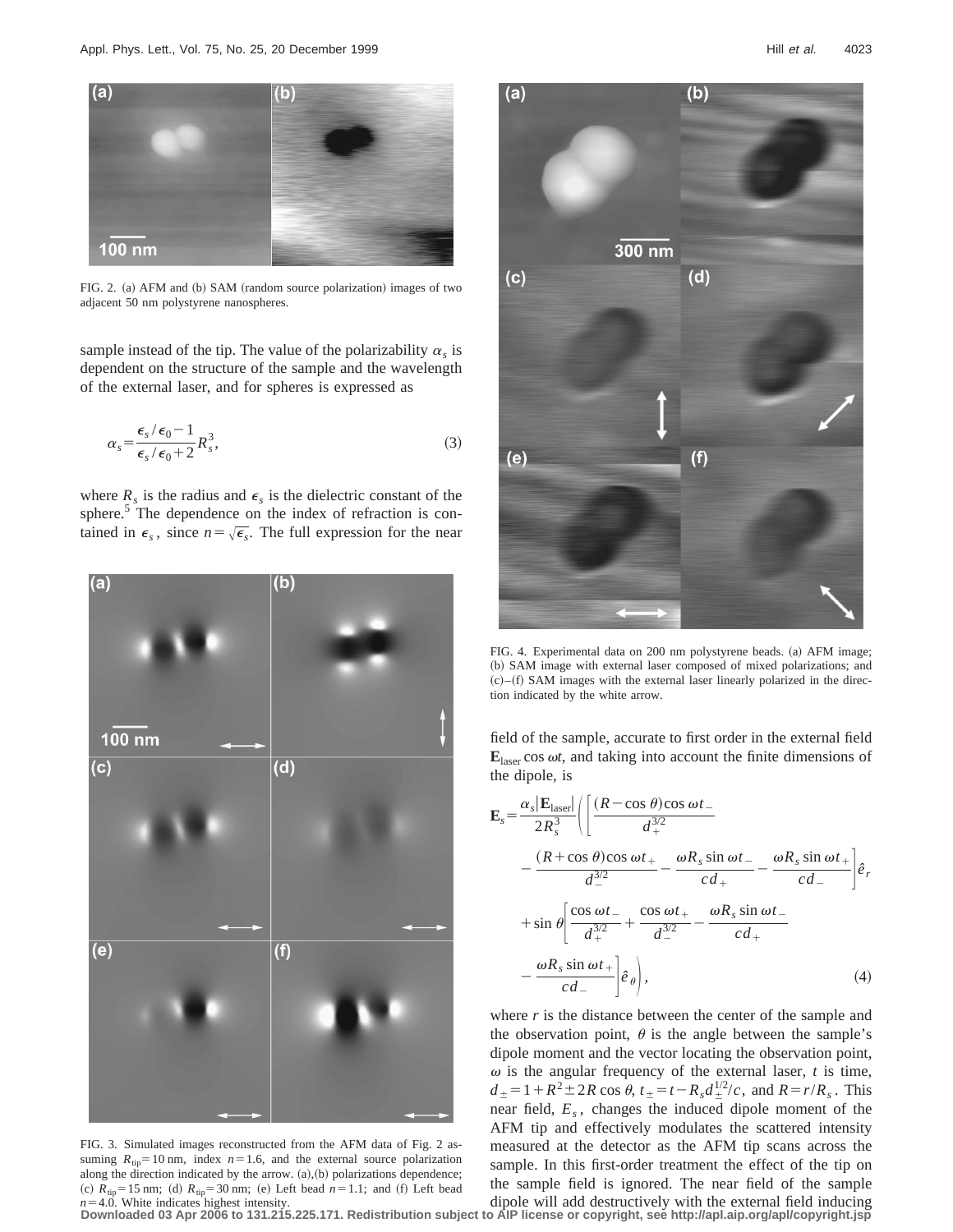FIG. 2. (a) AFM and (b) SAM (random source polarization) images of two adjacent 50 nm polystyrene nanospheres.

sample instead of the tip. The value of the polarizability $\alpha_s$ is dependent on the structure of the sample and the wavelength of the external laser, and for spheres is expressed as

$$\alpha_s = \frac{\epsilon_s/\epsilon_0 - 1}{\epsilon_s/\epsilon_0 + 2} R_s^3, \tag{3}$$

where $R_s$ is the radius and $\epsilon_s$ is the dielectric constant of the sphere.[5] The dependence on the index of refraction is contained in $\epsilon_s$, since $n = \sqrt{\epsilon_s}$. The full expression for the near field of the sample, accurate to first order in the external field $\mathbf{E}_{\text{laser}} \cos \omega t$, and taking into account the finite dimensions of the dipole, is

$$\mathbf{E}_s = \frac{\alpha_s |\mathbf{E}_{\text{laser}}|}{2R_s^3} \left( \left[ \frac{(R - \cos\theta)\cos \omega t_-}{d_+^{3/2}} - \frac{(R + \cos\theta)\cos \omega t_+}{d_-^{3/2}} - \frac{\omega R_s \sin \omega t_-}{c d_+} - \frac{\omega R_s \sin \omega t_+}{c d_-} \right] \hat{e}_r + \sin\theta \left[ \frac{\cos \omega t_-}{d_+^{3/2}} + \frac{\cos \omega t_+}{d_-^{3/2}} - \frac{\omega R_s \sin \omega t_-}{c d_+} - \frac{\omega R_s \sin \omega t_+}{c d_-} \right] \hat{e}_\theta \right), \tag{4}$$

where $r$ is the distance between the center of the sample and the observation point, $\theta$ is the angle between the sample's dipole moment and the vector locating the observation point, $\omega$ is the angular frequency of the external laser, $t$ is time, $d_\pm = 1 + R^2 \pm 2R \cos\theta$, $t_\pm = t - R_s d_\pm^{1/2}/c$, and $R = r/R_s$. This near field, $E_s$, changes the induced dipole moment of the AFM tip and effectively modulates the scattered intensity measured at the detector as the AFM tip scans across the sample. In this first-order treatment the effect of the tip on the sample field is ignored. The near field of the sample dipole will add destructively with the external field inducing

FIG. 3. Simulated images reconstructed from the AFM data of Fig. 2 assuming $R_{\text{tip}} = 10$ nm, index $n = 1.6$, and the external source polarization along the direction indicated by the arrow. (a),(b) polarizations dependence; (c) $R_{\text{tip}} = 15$ nm; (d) $R_{\text{tip}} = 30$ nm; (e) Left bead $n = 1.1$; and (f) Left bead $n = 4.0$. White indicates highest intensity.

FIG. 4. Experimental data on 200 nm polystyrene beads. (a) AFM image; (b) SAM image with external laser composed of mixed polarizations; and (c)–(f) SAM images with the external laser linearly polarized in the direction indicated by the white arrow.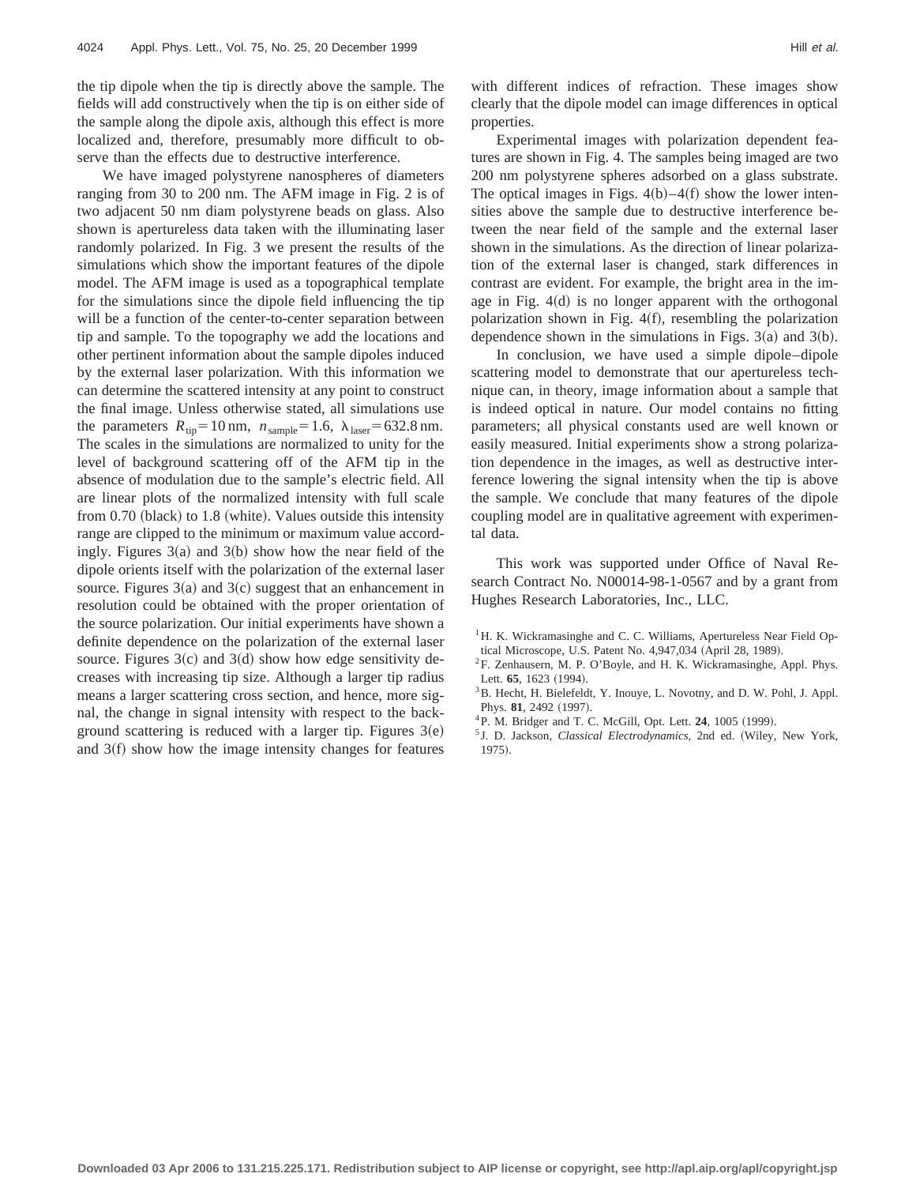the tip dipole when the tip is directly above the sample. The fields will add constructively when the tip is on either side of the sample along the dipole axis, although this effect is more localized and, therefore, presumably more difficult to observe than the effects due to destructive interference.

We have imaged polystyrene nanospheres of diameters ranging from 30 to 200 nm. The AFM image in Fig. 2 is of two adjacent 50 nm diam polystyrene beads on glass. Also shown is apertureless data taken with the illuminating laser randomly polarized. In Fig. 3 we present the results of the simulations which show the important features of the dipole model. The AFM image is used as a topographical template for the simulations since the dipole field influencing the tip will be a function of the center-to-center separation between tip and sample. To the topography we add the locations and other pertinent information about the sample dipoles induced by the external laser polarization. With this information we can determine the scattered intensity at any point to construct the final image. Unless otherwise stated, all simulations use the parameters $R_{\mathrm{tip}} = 10\,\mathrm{nm}$, $n_{\mathrm{sample}} = 1.6$, $\lambda_{\mathrm{laser}} = 632.8\,\mathrm{nm}$. The scales in the simulations are normalized to unity for the level of background scattering off of the AFM tip in the absence of modulation due to the sample's electric field. All are linear plots of the normalized intensity with full scale from 0.70 (black) to 1.8 (white). Values outside this intensity range are clipped to the minimum or maximum value accordingly. Figures 3(a) and 3(b) show how the near field of the dipole orients itself with the polarization of the external laser source. Figures 3(a) and 3(c) suggest that an enhancement in resolution could be obtained with the proper orientation of the source polarization. Our initial experiments have shown a definite dependence on the polarization of the external laser source. Figures 3(c) and 3(d) show how edge sensitivity decreases with increasing tip size. Although a larger tip radius means a larger scattering cross section, and hence, more signal, the change in signal intensity with respect to the background scattering is reduced with a larger tip. Figures 3(e) and 3(f) show how the image intensity changes for features with different indices of refraction. These images show clearly that the dipole model can image differences in optical properties.

Experimental images with polarization dependent features are shown in Fig. 4. The samples being imaged are two 200 nm polystyrene spheres adsorbed on a glass substrate. The optical images in Figs. 4(b)–4(f) show the lower intensities above the sample due to destructive interference between the near field of the sample and the external laser shown in the simulations. As the direction of linear polarization of the external laser is changed, stark differences in contrast are evident. For example, the bright area in the image in Fig. 4(d) is no longer apparent with the orthogonal polarization shown in Fig. 4(f), resembling the polarization dependence shown in the simulations in Figs. 3(a) and 3(b).

In conclusion, we have used a simple dipole–dipole scattering model to demonstrate that our apertureless technique can, in theory, image information about a sample that is indeed optical in nature. Our model contains no fitting parameters; all physical constants used are well known or easily measured. Initial experiments show a strong polarization dependence in the images, as well as destructive interference lowering the signal intensity when the tip is above the sample. We conclude that many features of the dipole coupling model are in qualitative agreement with experimental data.

This work was supported under Office of Naval Research Contract No. N00014-98-1-0567 and by a grant from Hughes Research Laboratories, Inc., LLC.

[1] H. K. Wickramasinghe and C. C. Williams, Apertureless Near Field Optical Microscope, U.S. Patent No. 4,947,034 (April 28, 1989).
[2] F. Zenhausern, M. P. O'Boyle, and H. K. Wickramasinghe, Appl. Phys. Lett. **65**, 1623 (1994).
[3] B. Hecht, H. Bielefeldt, Y. Inouye, L. Novotny, and D. W. Pohl, J. Appl. Phys. **81**, 2492 (1997).
[4] P. M. Bridger and T. C. McGill, Opt. Lett. **24**, 1005 (1999).
[5] J. D. Jackson, *Classical Electrodynamics*, 2nd ed. (Wiley, New York, 1975).